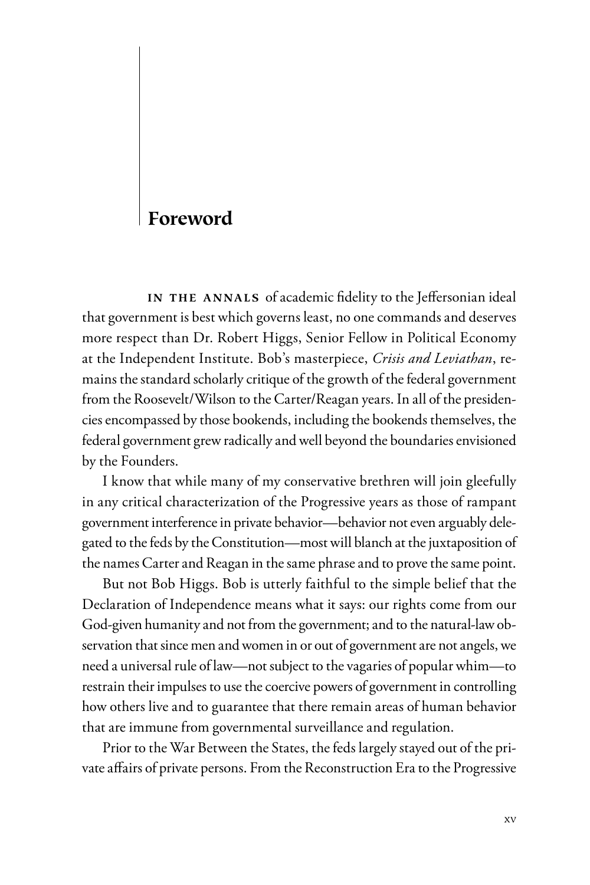# Foreword

**IN THE ANNALS** of academic fidelity to the Jeffersonian ideal that government is best which governs least, no one commands and deserves more respect than Dr. Robert Higgs, Senior Fellow in Political Economy at the Independent Institute. Bob's masterpiece, *Crisis and Leviathan*, remains the standard scholarly critique of the growth of the federal government from the Roosevelt/Wilson to the Carter/Reagan years. In all of the presidencies encompassed by those bookends, including the bookends themselves, the federal government grew radically and well beyond the boundaries envisioned by the Founders.

I know that while many of my conservative brethren will join gleefully in any critical characterization of the Progressive years as those of rampant government interference in private behavior—behavior not even arguably delegated to the feds by the Constitution—most will blanch at the juxtaposition of the names Carter and Reagan in the same phrase and to prove the same point.

But not Bob Higgs. Bob is utterly faithful to the simple belief that the Declaration of Independence means what it says: our rights come from our God-given humanity and not from the government; and to the natural-law observation that since men and women in or out of government are not angels, we need a universal rule of law—not subject to the vagaries of popular whim—to restrain their impulses to use the coercive powers of government in controlling how others live and to guarantee that there remain areas of human behavior that are immune from governmental surveillance and regulation.

Prior to the War Between the States, the feds largely stayed out of the private affairs of private persons. From the Reconstruction Era to the Progressive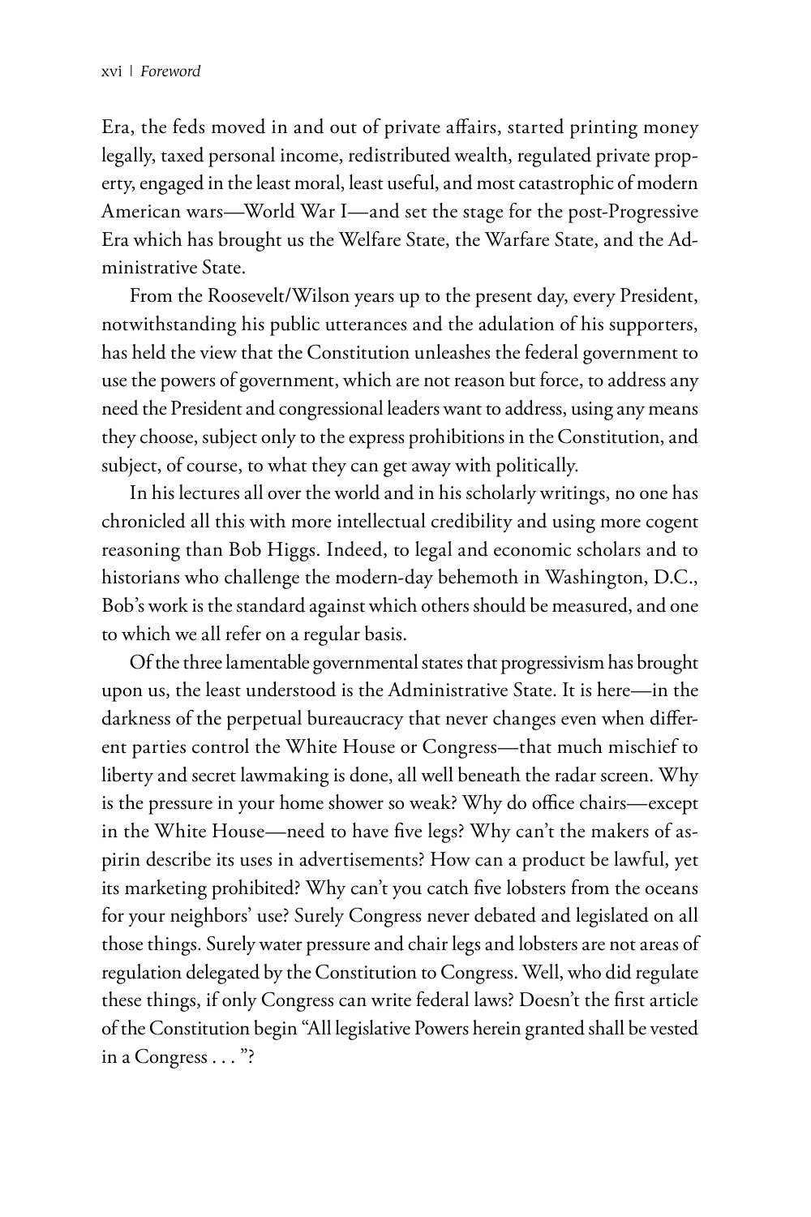Era, the feds moved in and out of private affairs, started printing money legally, taxed personal income, redistributed wealth, regulated private property, engaged in the least moral, least useful, and most catastrophic of modern American wars—World War I—and set the stage for the post-Progressive Era which has brought us the Welfare State, the Warfare State, and the Administrative State.

From the Roosevelt/Wilson years up to the present day, every President, notwithstanding his public utterances and the adulation of his supporters, has held the view that the Constitution unleashes the federal government to use the powers of government, which are not reason but force, to address any need the President and congressional leaders want to address, using any means they choose, subject only to the express prohibitions in the Constitution, and subject, of course, to what they can get away with politically.

In his lectures all over the world and in his scholarly writings, no one has chronicled all this with more intellectual credibility and using more cogent reasoning than Bob Higgs. Indeed, to legal and economic scholars and to historians who challenge the modern-day behemoth in Washington, D.C., Bob's work is the standard against which others should be measured, and one to which we all refer on a regular basis.

Of the three lamentable governmental states that progressivism has brought upon us, the least understood is the Administrative State. It is here—in the darkness of the perpetual bureaucracy that never changes even when different parties control the White House or Congress—that much mischief to liberty and secret lawmaking is done, all well beneath the radar screen. Why is the pressure in your home shower so weak? Why do office chairs—except in the White House—need to have five legs? Why can't the makers of aspirin describe its uses in advertisements? How can a product be lawful, yet its marketing prohibited? Why can't you catch five lobsters from the oceans for your neighbors' use? Surely Congress never debated and legislated on all those things. Surely water pressure and chair legs and lobsters are not areas of regulation delegated by the Constitution to Congress. Well, who did regulate these things, if only Congress can write federal laws? Doesn't the first article of the Constitution begin "All legislative Powers herein granted shall be vested in a Congress . . . "?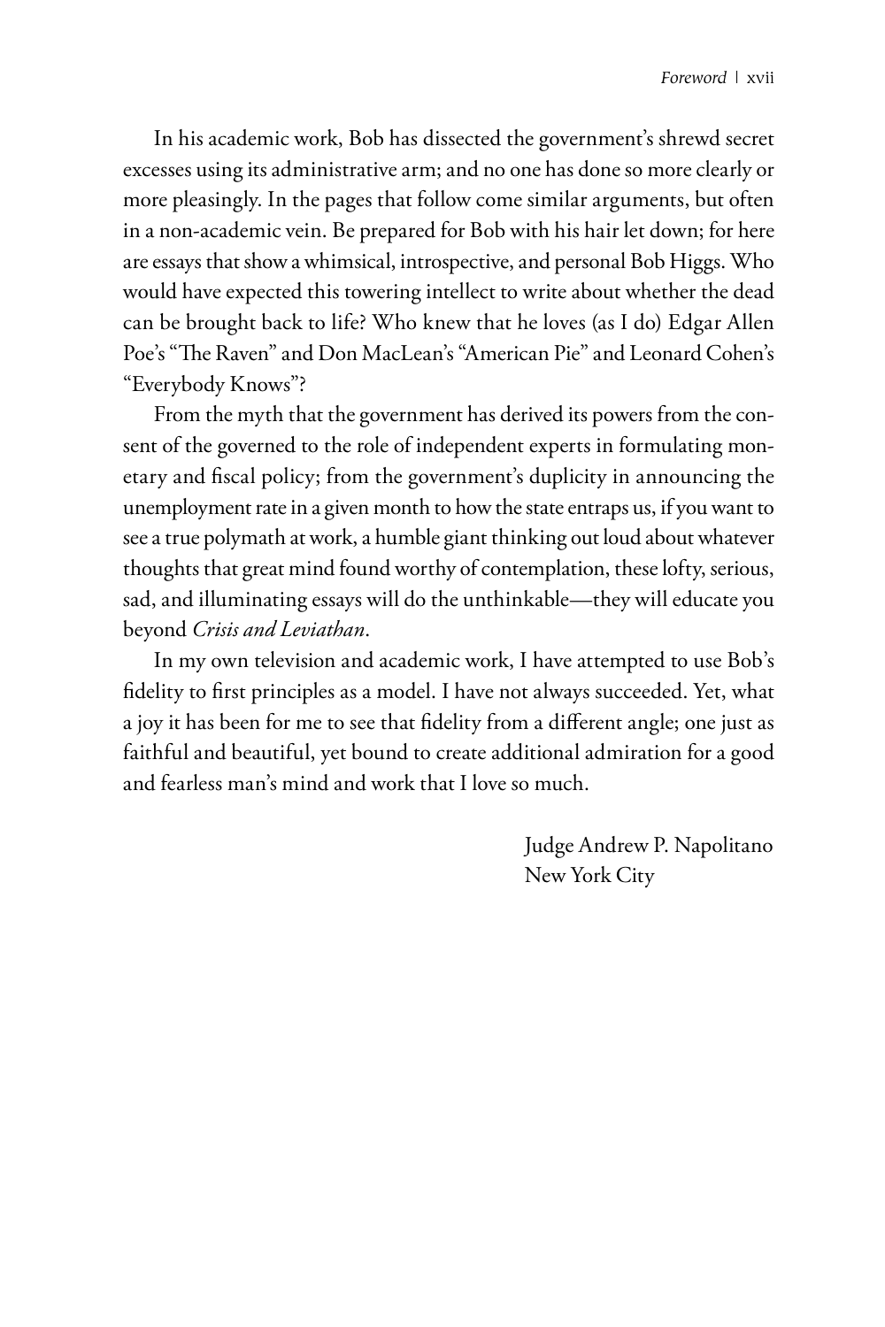In his academic work, Bob has dissected the government's shrewd secret excesses using its administrative arm; and no one has done so more clearly or more pleasingly. In the pages that follow come similar arguments, but often in a non-academic vein. Be prepared for Bob with his hair let down; for here are essays that show a whimsical, introspective, and personal Bob Higgs. Who would have expected this towering intellect to write about whether the dead can be brought back to life? Who knew that he loves (as I do) Edgar Allen Poe's "The Raven" and Don MacLean's "American Pie" and Leonard Cohen's "Everybody Knows"?

From the myth that the government has derived its powers from the consent of the governed to the role of independent experts in formulating monetary and fiscal policy; from the government's duplicity in announcing the unemployment rate in a given month to how the state entraps us, if you want to see a true polymath at work, a humble giant thinking out loud about whatever thoughts that great mind found worthy of contemplation, these lofty, serious, sad, and illuminating essays will do the unthinkable—they will educate you beyond *Crisis and Leviathan*.

In my own television and academic work, I have attempted to use Bob's fidelity to first principles as a model. I have not always succeeded. Yet, what a joy it has been for me to see that fidelity from a different angle; one just as faithful and beautiful, yet bound to create additional admiration for a good and fearless man's mind and work that I love so much.

Judge Andrew P. Napolitano
New York City